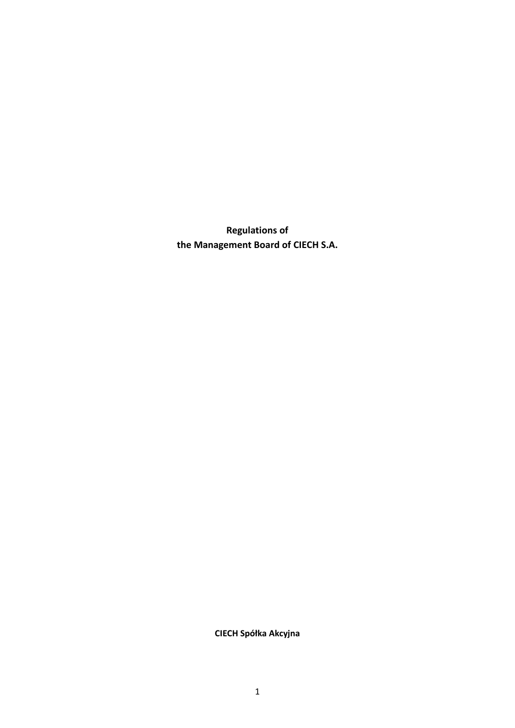# Regulations of the Management Board of CIECH S.A.

**CIECH Spółka Akcyjna**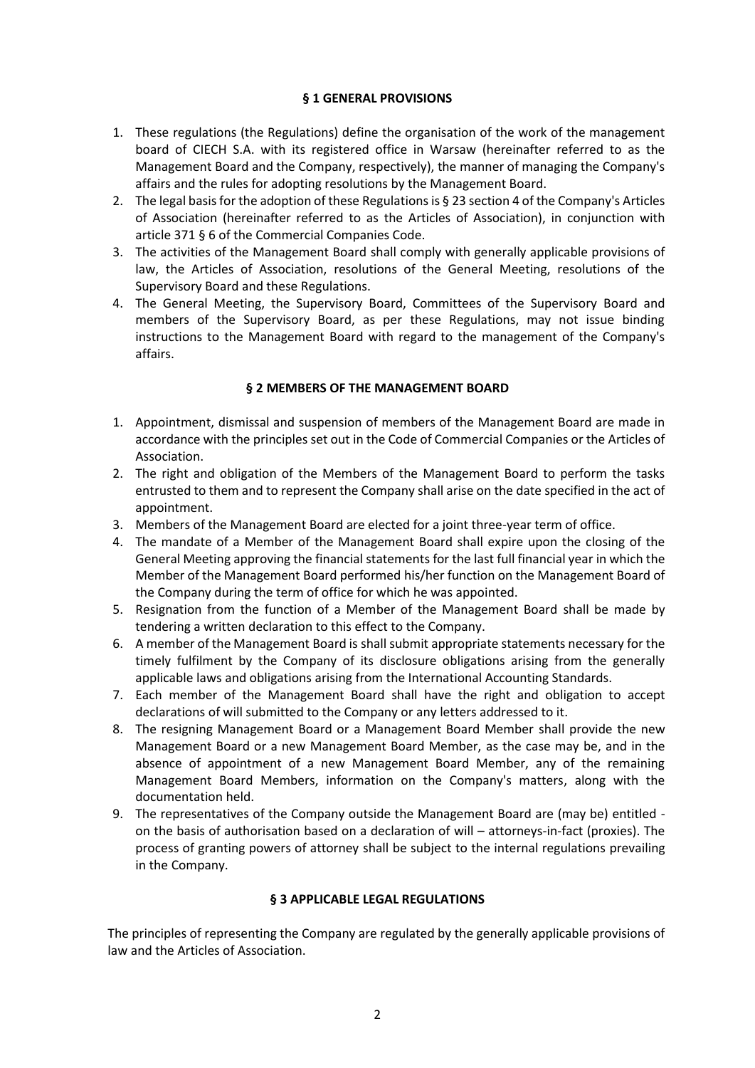## § 1 GENERAL PROVISIONS

1. These regulations (the Regulations) define the organisation of the work of the management board of CIECH S.A. with its registered office in Warsaw (hereinafter referred to as the Management Board and the Company, respectively), the manner of managing the Company's affairs and the rules for adopting resolutions by the Management Board.
2. The legal basis for the adoption of these Regulations is § 23 section 4 of the Company's Articles of Association (hereinafter referred to as the Articles of Association), in conjunction with article 371 § 6 of the Commercial Companies Code.
3. The activities of the Management Board shall comply with generally applicable provisions of law, the Articles of Association, resolutions of the General Meeting, resolutions of the Supervisory Board and these Regulations.
4. The General Meeting, the Supervisory Board, Committees of the Supervisory Board and members of the Supervisory Board, as per these Regulations, may not issue binding instructions to the Management Board with regard to the management of the Company's affairs.

## § 2 MEMBERS OF THE MANAGEMENT BOARD

1. Appointment, dismissal and suspension of members of the Management Board are made in accordance with the principles set out in the Code of Commercial Companies or the Articles of Association.
2. The right and obligation of the Members of the Management Board to perform the tasks entrusted to them and to represent the Company shall arise on the date specified in the act of appointment.
3. Members of the Management Board are elected for a joint three-year term of office.
4. The mandate of a Member of the Management Board shall expire upon the closing of the General Meeting approving the financial statements for the last full financial year in which the Member of the Management Board performed his/her function on the Management Board of the Company during the term of office for which he was appointed.
5. Resignation from the function of a Member of the Management Board shall be made by tendering a written declaration to this effect to the Company.
6. A member of the Management Board is shall submit appropriate statements necessary for the timely fulfilment by the Company of its disclosure obligations arising from the generally applicable laws and obligations arising from the International Accounting Standards.
7. Each member of the Management Board shall have the right and obligation to accept declarations of will submitted to the Company or any letters addressed to it.
8. The resigning Management Board or a Management Board Member shall provide the new Management Board or a new Management Board Member, as the case may be, and in the absence of appointment of a new Management Board Member, any of the remaining Management Board Members, information on the Company's matters, along with the documentation held.
9. The representatives of the Company outside the Management Board are (may be) entitled - on the basis of authorisation based on a declaration of will – attorneys-in-fact (proxies). The process of granting powers of attorney shall be subject to the internal regulations prevailing in the Company.

## § 3 APPLICABLE LEGAL REGULATIONS

The principles of representing the Company are regulated by the generally applicable provisions of law and the Articles of Association.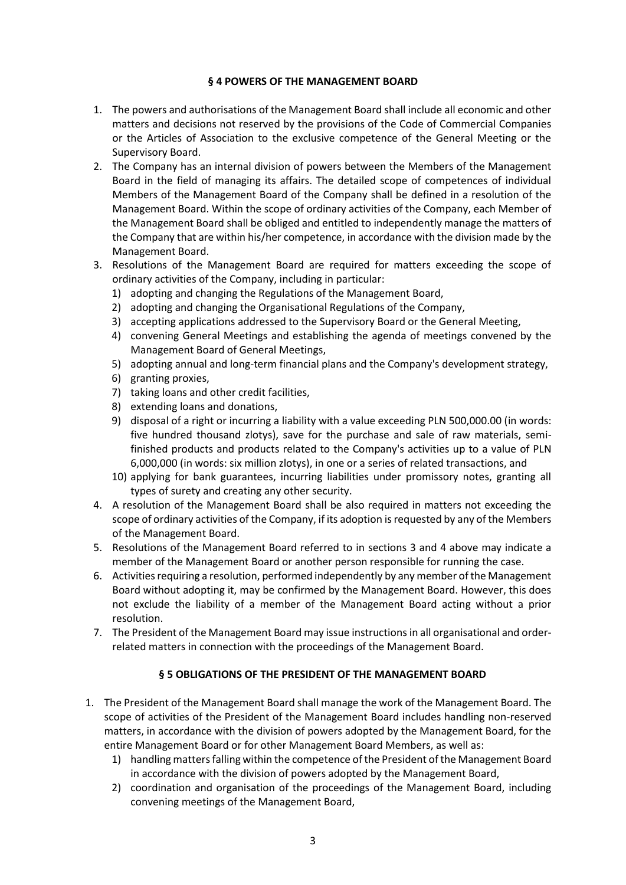### § 4 POWERS OF THE MANAGEMENT BOARD

1. The powers and authorisations of the Management Board shall include all economic and other matters and decisions not reserved by the provisions of the Code of Commercial Companies or the Articles of Association to the exclusive competence of the General Meeting or the Supervisory Board.
2. The Company has an internal division of powers between the Members of the Management Board in the field of managing its affairs. The detailed scope of competences of individual Members of the Management Board of the Company shall be defined in a resolution of the Management Board. Within the scope of ordinary activities of the Company, each Member of the Management Board shall be obliged and entitled to independently manage the matters of the Company that are within his/her competence, in accordance with the division made by the Management Board.
3. Resolutions of the Management Board are required for matters exceeding the scope of ordinary activities of the Company, including in particular:
   1) adopting and changing the Regulations of the Management Board,
   2) adopting and changing the Organisational Regulations of the Company,
   3) accepting applications addressed to the Supervisory Board or the General Meeting,
   4) convening General Meetings and establishing the agenda of meetings convened by the Management Board of General Meetings,
   5) adopting annual and long-term financial plans and the Company's development strategy,
   6) granting proxies,
   7) taking loans and other credit facilities,
   8) extending loans and donations,
   9) disposal of a right or incurring a liability with a value exceeding PLN 500,000.00 (in words: five hundred thousand zlotys), save for the purchase and sale of raw materials, semi-finished products and products related to the Company's activities up to a value of PLN 6,000,000 (in words: six million zlotys), in one or a series of related transactions, and
   10) applying for bank guarantees, incurring liabilities under promissory notes, granting all types of surety and creating any other security.
4. A resolution of the Management Board shall be also required in matters not exceeding the scope of ordinary activities of the Company, if its adoption is requested by any of the Members of the Management Board.
5. Resolutions of the Management Board referred to in sections 3 and 4 above may indicate a member of the Management Board or another person responsible for running the case.
6. Activities requiring a resolution, performed independently by any member of the Management Board without adopting it, may be confirmed by the Management Board. However, this does not exclude the liability of a member of the Management Board acting without a prior resolution.
7. The President of the Management Board may issue instructions in all organisational and order-related matters in connection with the proceedings of the Management Board.

### § 5 OBLIGATIONS OF THE PRESIDENT OF THE MANAGEMENT BOARD

1. The President of the Management Board shall manage the work of the Management Board. The scope of activities of the President of the Management Board includes handling non-reserved matters, in accordance with the division of powers adopted by the Management Board, for the entire Management Board or for other Management Board Members, as well as:
   1) handling matters falling within the competence of the President of the Management Board in accordance with the division of powers adopted by the Management Board,
   2) coordination and organisation of the proceedings of the Management Board, including convening meetings of the Management Board,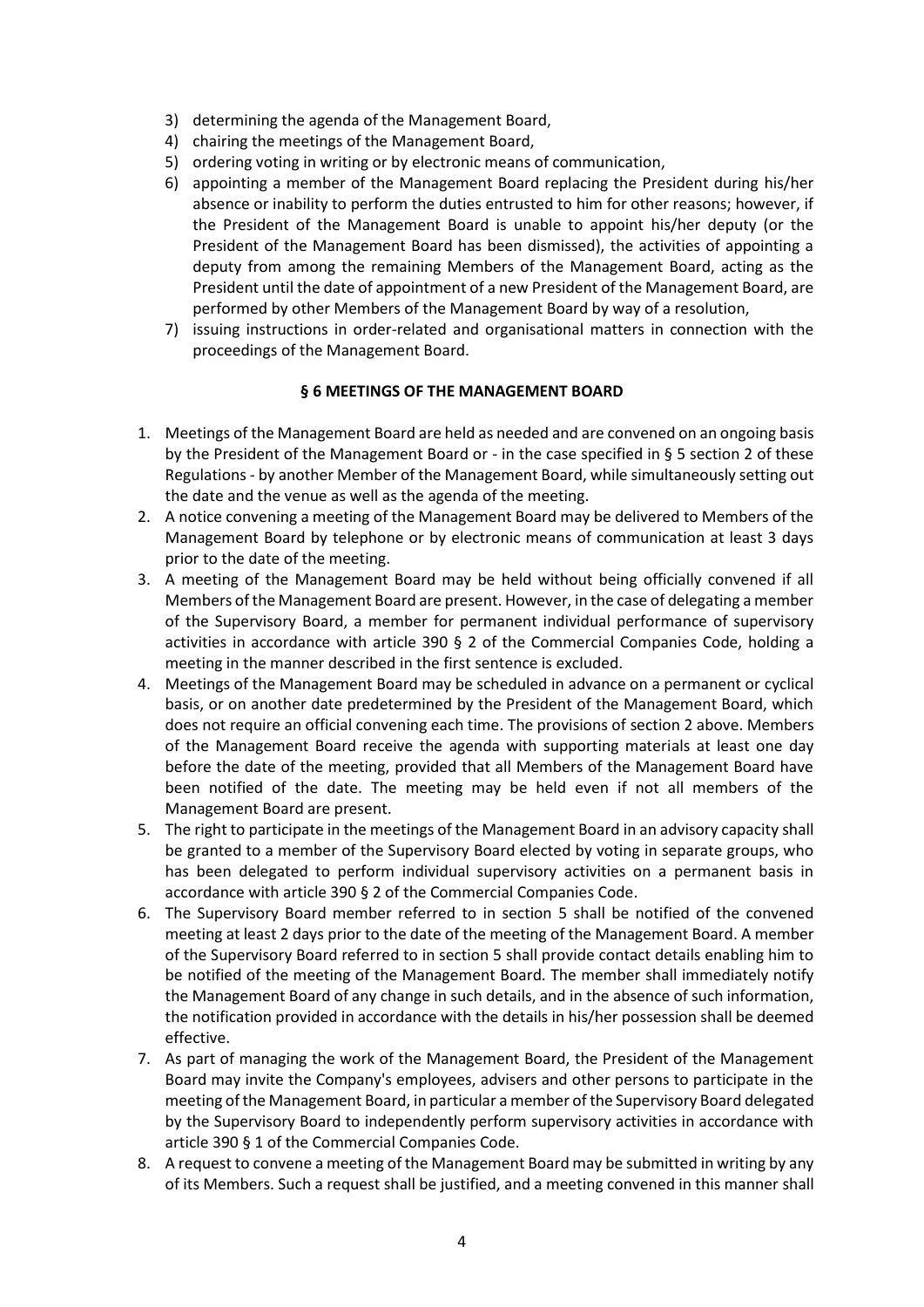3) determining the agenda of the Management Board,
4) chairing the meetings of the Management Board,
5) ordering voting in writing or by electronic means of communication,
6) appointing a member of the Management Board replacing the President during his/her absence or inability to perform the duties entrusted to him for other reasons; however, if the President of the Management Board is unable to appoint his/her deputy (or the President of the Management Board has been dismissed), the activities of appointing a deputy from among the remaining Members of the Management Board, acting as the President until the date of appointment of a new President of the Management Board, are performed by other Members of the Management Board by way of a resolution,
7) issuing instructions in order-related and organisational matters in connection with the proceedings of the Management Board.

**§ 6 MEETINGS OF THE MANAGEMENT BOARD**

1. Meetings of the Management Board are held as needed and are convened on an ongoing basis by the President of the Management Board or - in the case specified in § 5 section 2 of these Regulations - by another Member of the Management Board, while simultaneously setting out the date and the venue as well as the agenda of the meeting.
2. A notice convening a meeting of the Management Board may be delivered to Members of the Management Board by telephone or by electronic means of communication at least 3 days prior to the date of the meeting.
3. A meeting of the Management Board may be held without being officially convened if all Members of the Management Board are present. However, in the case of delegating a member of the Supervisory Board, a member for permanent individual performance of supervisory activities in accordance with article 390 § 2 of the Commercial Companies Code, holding a meeting in the manner described in the first sentence is excluded.
4. Meetings of the Management Board may be scheduled in advance on a permanent or cyclical basis, or on another date predetermined by the President of the Management Board, which does not require an official convening each time. The provisions of section 2 above. Members of the Management Board receive the agenda with supporting materials at least one day before the date of the meeting, provided that all Members of the Management Board have been notified of the date. The meeting may be held even if not all members of the Management Board are present.
5. The right to participate in the meetings of the Management Board in an advisory capacity shall be granted to a member of the Supervisory Board elected by voting in separate groups, who has been delegated to perform individual supervisory activities on a permanent basis in accordance with article 390 § 2 of the Commercial Companies Code.
6. The Supervisory Board member referred to in section 5 shall be notified of the convened meeting at least 2 days prior to the date of the meeting of the Management Board. A member of the Supervisory Board referred to in section 5 shall provide contact details enabling him to be notified of the meeting of the Management Board. The member shall immediately notify the Management Board of any change in such details, and in the absence of such information, the notification provided in accordance with the details in his/her possession shall be deemed effective.
7. As part of managing the work of the Management Board, the President of the Management Board may invite the Company's employees, advisers and other persons to participate in the meeting of the Management Board, in particular a member of the Supervisory Board delegated by the Supervisory Board to independently perform supervisory activities in accordance with article 390 § 1 of the Commercial Companies Code.
8. A request to convene a meeting of the Management Board may be submitted in writing by any of its Members. Such a request shall be justified, and a meeting convened in this manner shall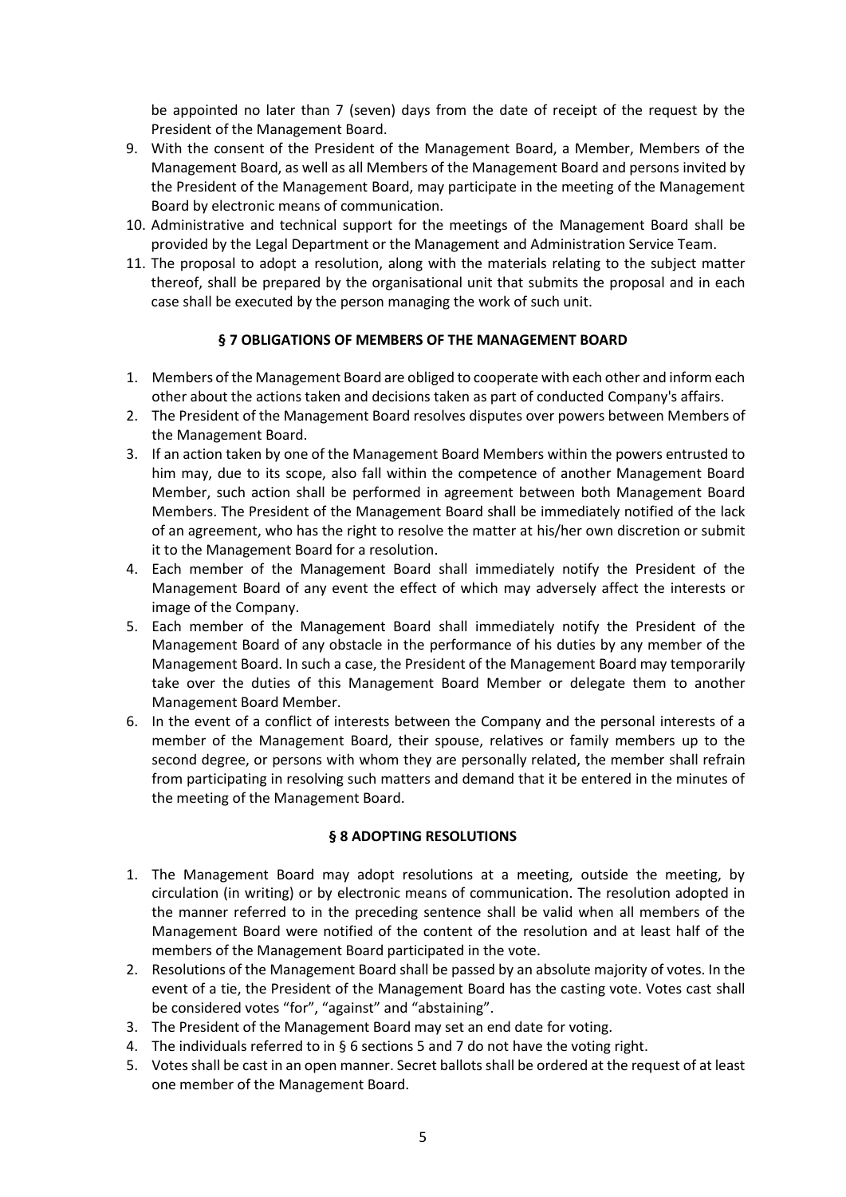be appointed no later than 7 (seven) days from the date of receipt of the request by the President of the Management Board.

9. With the consent of the President of the Management Board, a Member, Members of the Management Board, as well as all Members of the Management Board and persons invited by the President of the Management Board, may participate in the meeting of the Management Board by electronic means of communication.
10. Administrative and technical support for the meetings of the Management Board shall be provided by the Legal Department or the Management and Administration Service Team.
11. The proposal to adopt a resolution, along with the materials relating to the subject matter thereof, shall be prepared by the organisational unit that submits the proposal and in each case shall be executed by the person managing the work of such unit.

## § 7 OBLIGATIONS OF MEMBERS OF THE MANAGEMENT BOARD

1. Members of the Management Board are obliged to cooperate with each other and inform each other about the actions taken and decisions taken as part of conducted Company's affairs.
2. The President of the Management Board resolves disputes over powers between Members of the Management Board.
3. If an action taken by one of the Management Board Members within the powers entrusted to him may, due to its scope, also fall within the competence of another Management Board Member, such action shall be performed in agreement between both Management Board Members. The President of the Management Board shall be immediately notified of the lack of an agreement, who has the right to resolve the matter at his/her own discretion or submit it to the Management Board for a resolution.
4. Each member of the Management Board shall immediately notify the President of the Management Board of any event the effect of which may adversely affect the interests or image of the Company.
5. Each member of the Management Board shall immediately notify the President of the Management Board of any obstacle in the performance of his duties by any member of the Management Board. In such a case, the President of the Management Board may temporarily take over the duties of this Management Board Member or delegate them to another Management Board Member.
6. In the event of a conflict of interests between the Company and the personal interests of a member of the Management Board, their spouse, relatives or family members up to the second degree, or persons with whom they are personally related, the member shall refrain from participating in resolving such matters and demand that it be entered in the minutes of the meeting of the Management Board.

## § 8 ADOPTING RESOLUTIONS

1. The Management Board may adopt resolutions at a meeting, outside the meeting, by circulation (in writing) or by electronic means of communication. The resolution adopted in the manner referred to in the preceding sentence shall be valid when all members of the Management Board were notified of the content of the resolution and at least half of the members of the Management Board participated in the vote.
2. Resolutions of the Management Board shall be passed by an absolute majority of votes. In the event of a tie, the President of the Management Board has the casting vote. Votes cast shall be considered votes "for", "against" and "abstaining".
3. The President of the Management Board may set an end date for voting.
4. The individuals referred to in § 6 sections 5 and 7 do not have the voting right.
5. Votes shall be cast in an open manner. Secret ballots shall be ordered at the request of at least one member of the Management Board.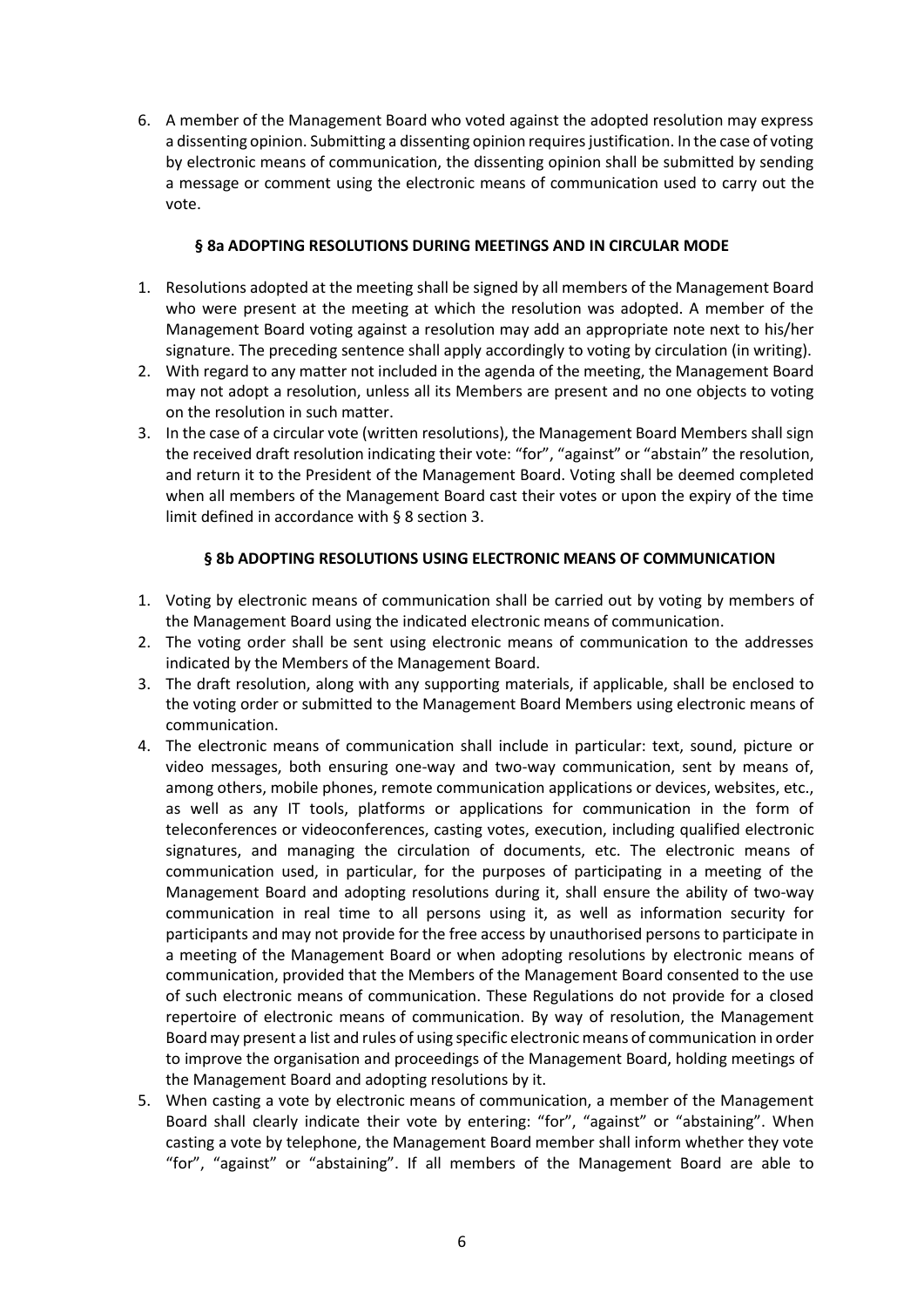6. A member of the Management Board who voted against the adopted resolution may express a dissenting opinion. Submitting a dissenting opinion requires justification. In the case of voting by electronic means of communication, the dissenting opinion shall be submitted by sending a message or comment using the electronic means of communication used to carry out the vote.

### § 8a ADOPTING RESOLUTIONS DURING MEETINGS AND IN CIRCULAR MODE

1. Resolutions adopted at the meeting shall be signed by all members of the Management Board who were present at the meeting at which the resolution was adopted. A member of the Management Board voting against a resolution may add an appropriate note next to his/her signature. The preceding sentence shall apply accordingly to voting by circulation (in writing).
2. With regard to any matter not included in the agenda of the meeting, the Management Board may not adopt a resolution, unless all its Members are present and no one objects to voting on the resolution in such matter.
3. In the case of a circular vote (written resolutions), the Management Board Members shall sign the received draft resolution indicating their vote: "for", "against" or "abstain" the resolution, and return it to the President of the Management Board. Voting shall be deemed completed when all members of the Management Board cast their votes or upon the expiry of the time limit defined in accordance with § 8 section 3.

### § 8b ADOPTING RESOLUTIONS USING ELECTRONIC MEANS OF COMMUNICATION

1. Voting by electronic means of communication shall be carried out by voting by members of the Management Board using the indicated electronic means of communication.
2. The voting order shall be sent using electronic means of communication to the addresses indicated by the Members of the Management Board.
3. The draft resolution, along with any supporting materials, if applicable, shall be enclosed to the voting order or submitted to the Management Board Members using electronic means of communication.
4. The electronic means of communication shall include in particular: text, sound, picture or video messages, both ensuring one-way and two-way communication, sent by means of, among others, mobile phones, remote communication applications or devices, websites, etc., as well as any IT tools, platforms or applications for communication in the form of teleconferences or videoconferences, casting votes, execution, including qualified electronic signatures, and managing the circulation of documents, etc. The electronic means of communication used, in particular, for the purposes of participating in a meeting of the Management Board and adopting resolutions during it, shall ensure the ability of two-way communication in real time to all persons using it, as well as information security for participants and may not provide for the free access by unauthorised persons to participate in a meeting of the Management Board or when adopting resolutions by electronic means of communication, provided that the Members of the Management Board consented to the use of such electronic means of communication. These Regulations do not provide for a closed repertoire of electronic means of communication. By way of resolution, the Management Board may present a list and rules of using specific electronic means of communication in order to improve the organisation and proceedings of the Management Board, holding meetings of the Management Board and adopting resolutions by it.
5. When casting a vote by electronic means of communication, a member of the Management Board shall clearly indicate their vote by entering: "for", "against" or "abstaining". When casting a vote by telephone, the Management Board member shall inform whether they vote "for", "against" or "abstaining". If all members of the Management Board are able to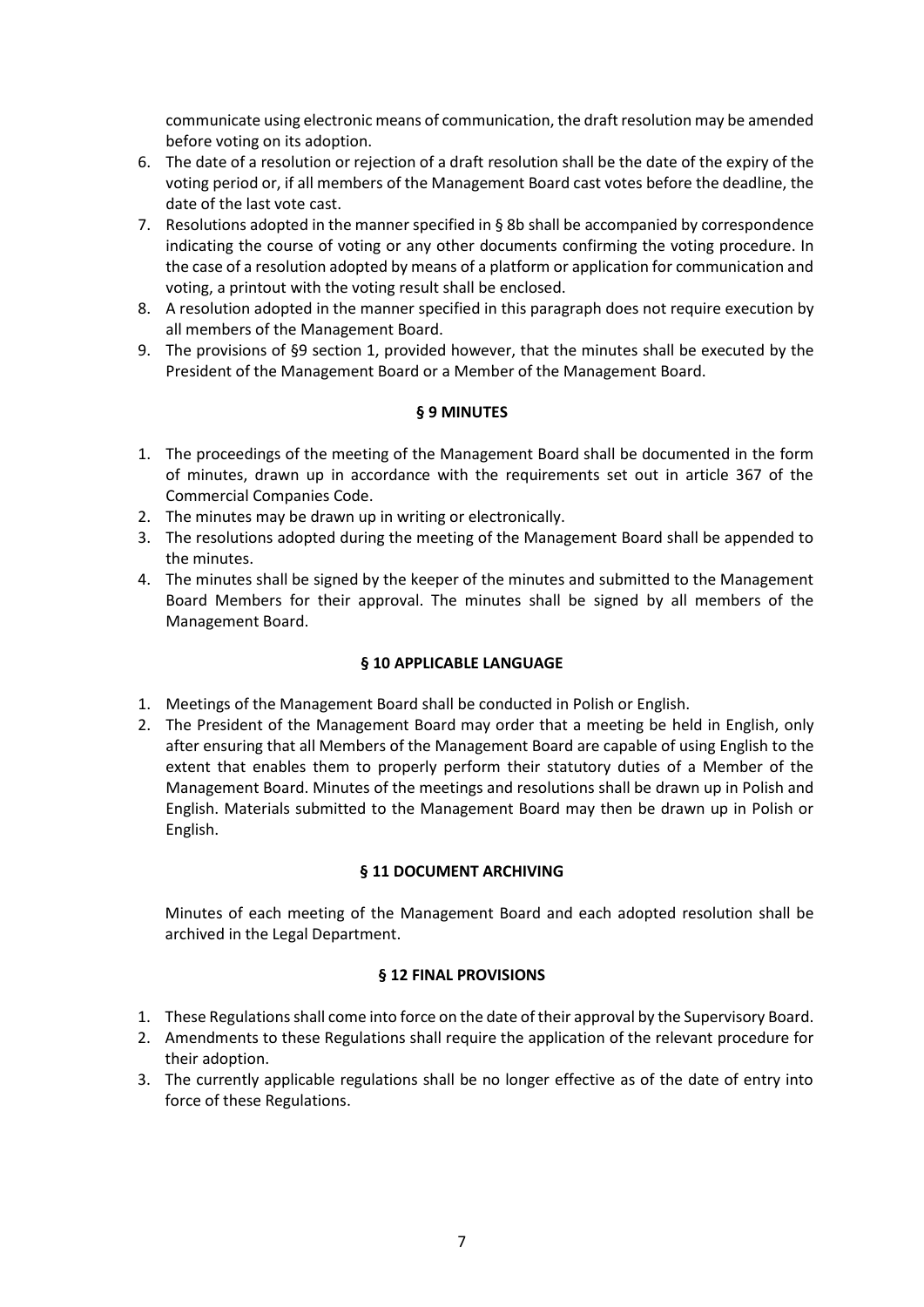communicate using electronic means of communication, the draft resolution may be amended before voting on its adoption.

6. The date of a resolution or rejection of a draft resolution shall be the date of the expiry of the voting period or, if all members of the Management Board cast votes before the deadline, the date of the last vote cast.
7. Resolutions adopted in the manner specified in § 8b shall be accompanied by correspondence indicating the course of voting or any other documents confirming the voting procedure. In the case of a resolution adopted by means of a platform or application for communication and voting, a printout with the voting result shall be enclosed.
8. A resolution adopted in the manner specified in this paragraph does not require execution by all members of the Management Board.
9. The provisions of §9 section 1, provided however, that the minutes shall be executed by the President of the Management Board or a Member of the Management Board.

## § 9 MINUTES

1. The proceedings of the meeting of the Management Board shall be documented in the form of minutes, drawn up in accordance with the requirements set out in article 367 of the Commercial Companies Code.
2. The minutes may be drawn up in writing or electronically.
3. The resolutions adopted during the meeting of the Management Board shall be appended to the minutes.
4. The minutes shall be signed by the keeper of the minutes and submitted to the Management Board Members for their approval. The minutes shall be signed by all members of the Management Board.

## § 10 APPLICABLE LANGUAGE

1. Meetings of the Management Board shall be conducted in Polish or English.
2. The President of the Management Board may order that a meeting be held in English, only after ensuring that all Members of the Management Board are capable of using English to the extent that enables them to properly perform their statutory duties of a Member of the Management Board. Minutes of the meetings and resolutions shall be drawn up in Polish and English. Materials submitted to the Management Board may then be drawn up in Polish or English.

## § 11 DOCUMENT ARCHIVING

Minutes of each meeting of the Management Board and each adopted resolution shall be archived in the Legal Department.

## § 12 FINAL PROVISIONS

1. These Regulations shall come into force on the date of their approval by the Supervisory Board.
2. Amendments to these Regulations shall require the application of the relevant procedure for their adoption.
3. The currently applicable regulations shall be no longer effective as of the date of entry into force of these Regulations.